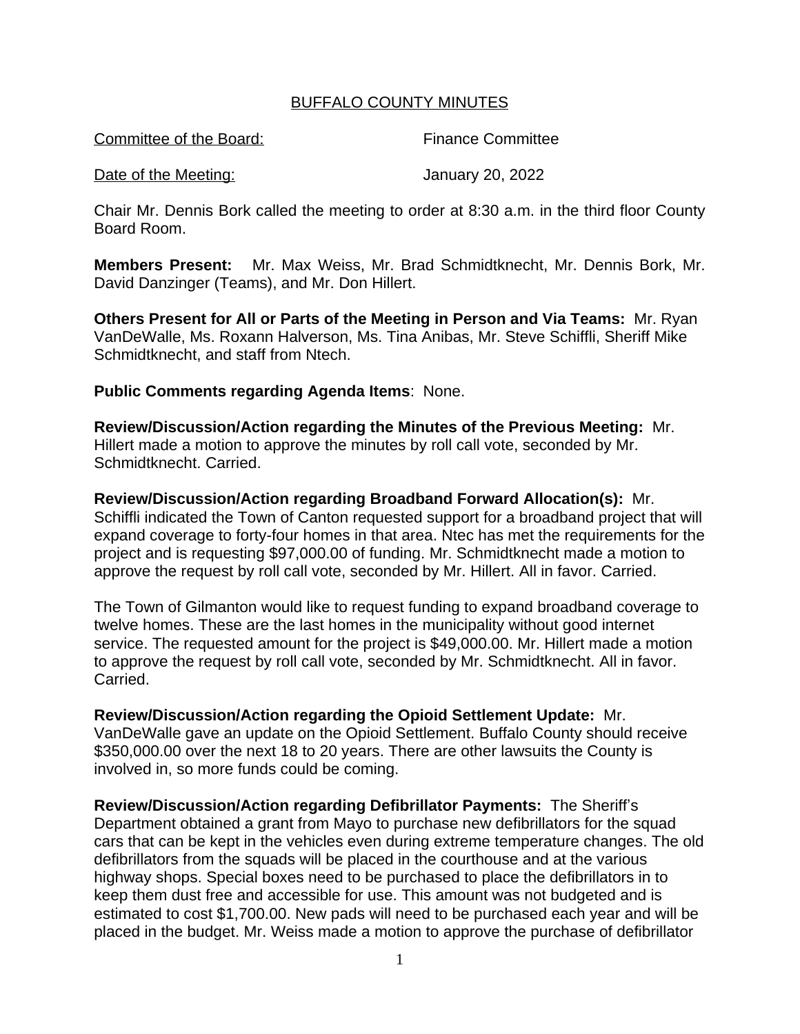# BUFFALO COUNTY MINUTES

Committee of the Board: Finance Committee

Date of the Meeting: January 20, 2022

Chair Mr. Dennis Bork called the meeting to order at 8:30 a.m. in the third floor County Board Room.

**Members Present:** Mr. Max Weiss, Mr. Brad Schmidtknecht, Mr. Dennis Bork, Mr. David Danzinger (Teams), and Mr. Don Hillert.

**Others Present for All or Parts of the Meeting in Person and Via Teams:** Mr. Ryan VanDeWalle, Ms. Roxann Halverson, Ms. Tina Anibas, Mr. Steve Schiffli, Sheriff Mike Schmidtknecht, and staff from Ntech.

**Public Comments regarding Agenda Items**: None.

**Review/Discussion/Action regarding the Minutes of the Previous Meeting:** Mr. Hillert made a motion to approve the minutes by roll call vote, seconded by Mr. Schmidtknecht. Carried.

**Review/Discussion/Action regarding Broadband Forward Allocation(s):** Mr. Schiffli indicated the Town of Canton requested support for a broadband project that will expand coverage to forty-four homes in that area. Ntec has met the requirements for the project and is requesting $97,000.00 of funding. Mr. Schmidtknecht made a motion to approve the request by roll call vote, seconded by Mr. Hillert. All in favor. Carried.

The Town of Gilmanton would like to request funding to expand broadband coverage to twelve homes. These are the last homes in the municipality without good internet service. The requested amount for the project is $49,000.00. Mr. Hillert made a motion to approve the request by roll call vote, seconded by Mr. Schmidtknecht. All in favor. Carried.

**Review/Discussion/Action regarding the Opioid Settlement Update:** Mr. VanDeWalle gave an update on the Opioid Settlement. Buffalo County should receive $350,000.00 over the next 18 to 20 years. There are other lawsuits the County is involved in, so more funds could be coming.

**Review/Discussion/Action regarding Defibrillator Payments:** The Sheriff's Department obtained a grant from Mayo to purchase new defibrillators for the squad cars that can be kept in the vehicles even during extreme temperature changes. The old defibrillators from the squads will be placed in the courthouse and at the various highway shops. Special boxes need to be purchased to place the defibrillators in to keep them dust free and accessible for use. This amount was not budgeted and is estimated to cost $1,700.00. New pads will need to be purchased each year and will be placed in the budget. Mr. Weiss made a motion to approve the purchase of defibrillator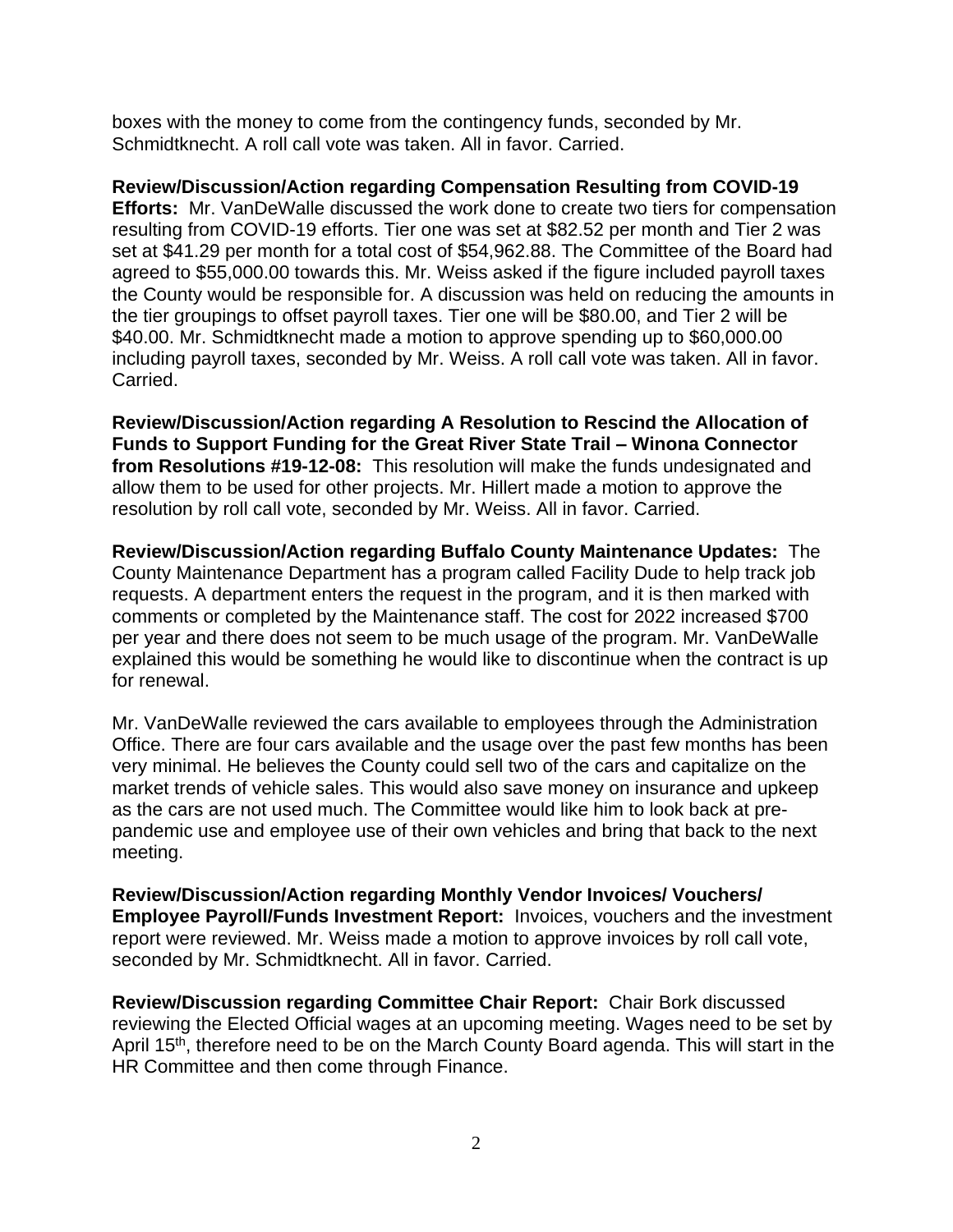boxes with the money to come from the contingency funds, seconded by Mr. Schmidtknecht. A roll call vote was taken. All in favor. Carried.

**Review/Discussion/Action regarding Compensation Resulting from COVID-19 Efforts:** Mr. VanDeWalle discussed the work done to create two tiers for compensation resulting from COVID-19 efforts. Tier one was set at $82.52 per month and Tier 2 was set at $41.29 per month for a total cost of $54,962.88. The Committee of the Board had agreed to $55,000.00 towards this. Mr. Weiss asked if the figure included payroll taxes the County would be responsible for. A discussion was held on reducing the amounts in the tier groupings to offset payroll taxes. Tier one will be $80.00, and Tier 2 will be $40.00. Mr. Schmidtknecht made a motion to approve spending up to $60,000.00 including payroll taxes, seconded by Mr. Weiss. A roll call vote was taken. All in favor. Carried.

**Review/Discussion/Action regarding A Resolution to Rescind the Allocation of Funds to Support Funding for the Great River State Trail – Winona Connector from Resolutions #19-12-08:** This resolution will make the funds undesignated and allow them to be used for other projects. Mr. Hillert made a motion to approve the resolution by roll call vote, seconded by Mr. Weiss. All in favor. Carried.

**Review/Discussion/Action regarding Buffalo County Maintenance Updates:** The County Maintenance Department has a program called Facility Dude to help track job requests. A department enters the request in the program, and it is then marked with comments or completed by the Maintenance staff. The cost for 2022 increased $700 per year and there does not seem to be much usage of the program. Mr. VanDeWalle explained this would be something he would like to discontinue when the contract is up for renewal.

Mr. VanDeWalle reviewed the cars available to employees through the Administration Office. There are four cars available and the usage over the past few months has been very minimal. He believes the County could sell two of the cars and capitalize on the market trends of vehicle sales. This would also save money on insurance and upkeep as the cars are not used much. The Committee would like him to look back at pre-pandemic use and employee use of their own vehicles and bring that back to the next meeting.

**Review/Discussion/Action regarding Monthly Vendor Invoices/ Vouchers/ Employee Payroll/Funds Investment Report:** Invoices, vouchers and the investment report were reviewed. Mr. Weiss made a motion to approve invoices by roll call vote, seconded by Mr. Schmidtknecht. All in favor. Carried.

**Review/Discussion regarding Committee Chair Report:** Chair Bork discussed reviewing the Elected Official wages at an upcoming meeting. Wages need to be set by April 15th, therefore need to be on the March County Board agenda. This will start in the HR Committee and then come through Finance.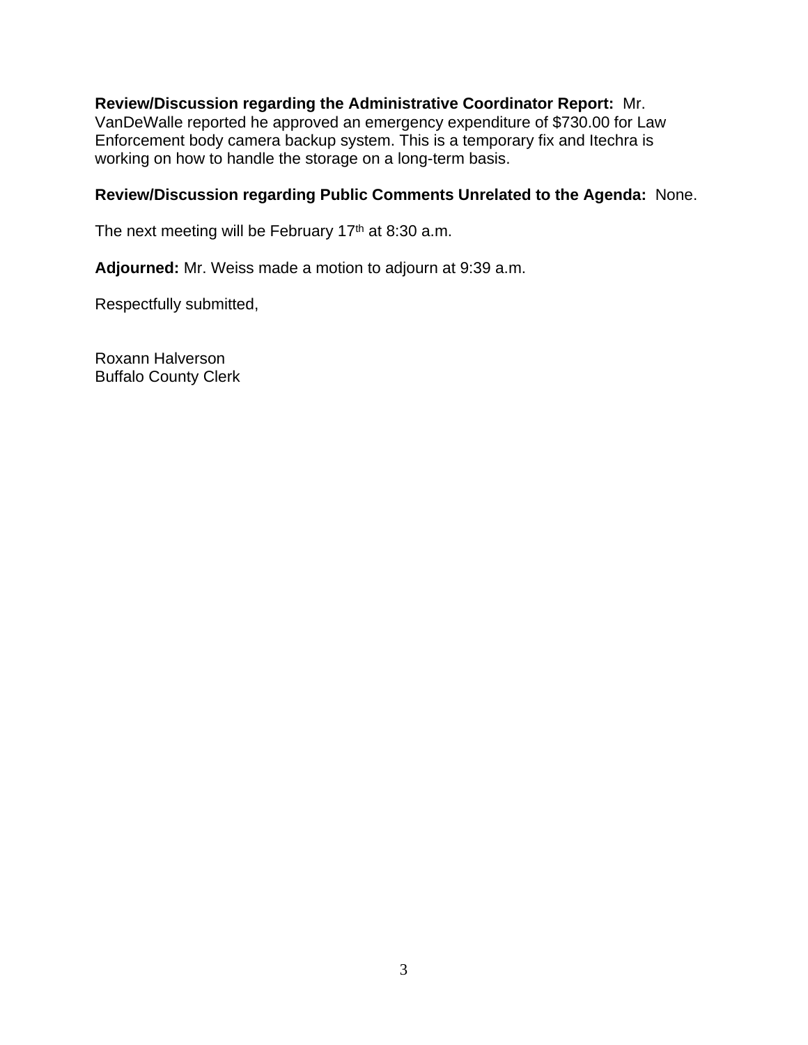**Review/Discussion regarding the Administrative Coordinator Report:** Mr. VanDeWalle reported he approved an emergency expenditure of $730.00 for Law Enforcement body camera backup system. This is a temporary fix and Itechra is working on how to handle the storage on a long-term basis.

**Review/Discussion regarding Public Comments Unrelated to the Agenda:** None.

The next meeting will be February 17th at 8:30 a.m.

**Adjourned:** Mr. Weiss made a motion to adjourn at 9:39 a.m.

Respectfully submitted,

Roxann Halverson
Buffalo County Clerk